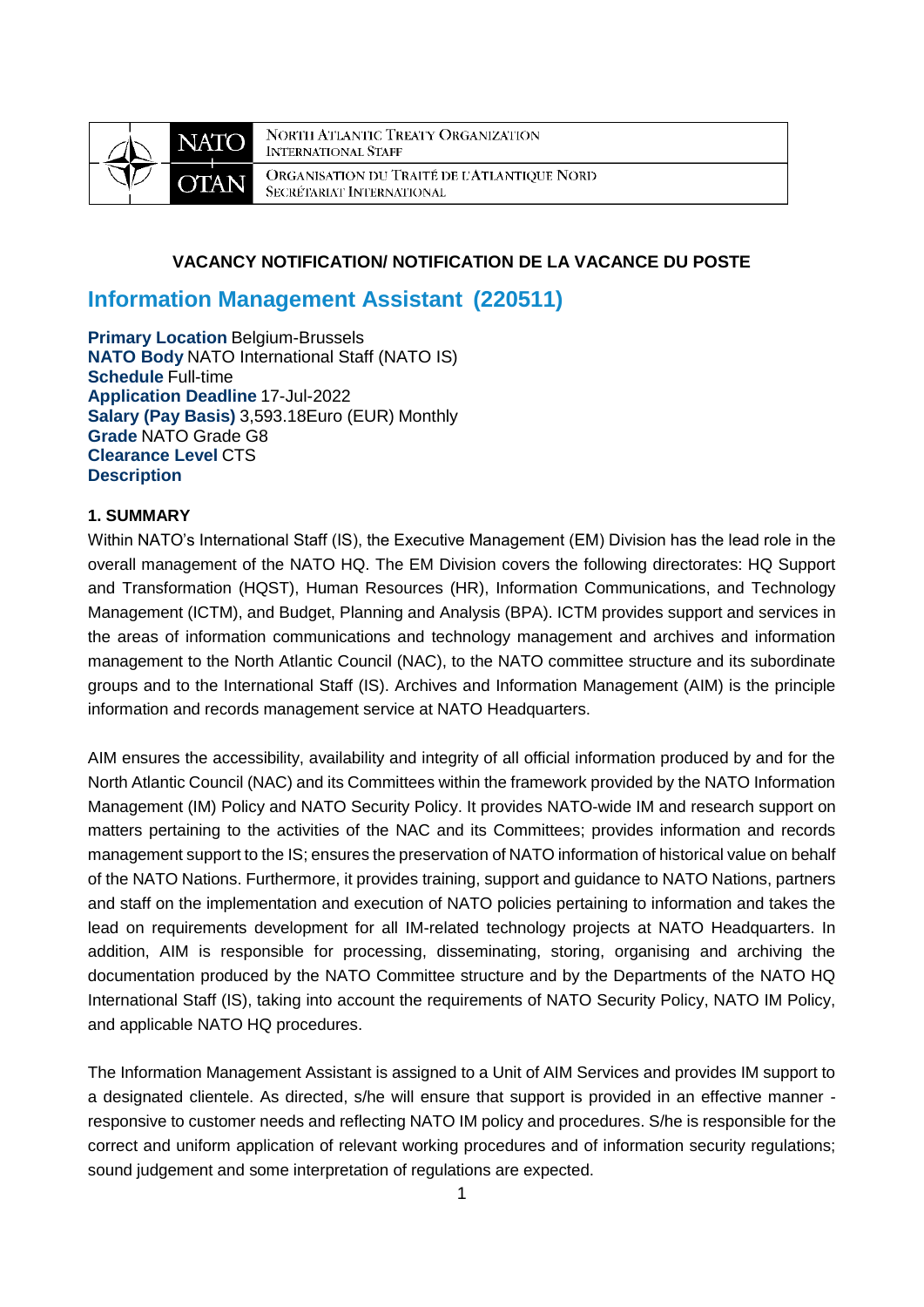NATO OTAN

NORTH ATLANTIC TREATY ORGANIZATION
INTERNATIONAL STAFF

ORGANISATION DU TRAITÉ DE L'ATLANTIQUE NORD
SECRÉTARIAT INTERNATIONAL

**VACANCY NOTIFICATION/ NOTIFICATION DE LA VACANCE DU POSTE**

# Information Management Assistant (220511)

**Primary Location** Belgium-Brussels
**NATO Body** NATO International Staff (NATO IS)
**Schedule** Full-time
**Application Deadline** 17-Jul-2022
**Salary (Pay Basis)** 3,593.18Euro (EUR) Monthly
**Grade** NATO Grade G8
**Clearance Level** CTS
**Description**

## 1. SUMMARY

Within NATO's International Staff (IS), the Executive Management (EM) Division has the lead role in the overall management of the NATO HQ. The EM Division covers the following directorates: HQ Support and Transformation (HQST), Human Resources (HR), Information Communications, and Technology Management (ICTM), and Budget, Planning and Analysis (BPA). ICTM provides support and services in the areas of information communications and technology management and archives and information management to the North Atlantic Council (NAC), to the NATO committee structure and its subordinate groups and to the International Staff (IS). Archives and Information Management (AIM) is the principle information and records management service at NATO Headquarters.

AIM ensures the accessibility, availability and integrity of all official information produced by and for the North Atlantic Council (NAC) and its Committees within the framework provided by the NATO Information Management (IM) Policy and NATO Security Policy. It provides NATO-wide IM and research support on matters pertaining to the activities of the NAC and its Committees; provides information and records management support to the IS; ensures the preservation of NATO information of historical value on behalf of the NATO Nations. Furthermore, it provides training, support and guidance to NATO Nations, partners and staff on the implementation and execution of NATO policies pertaining to information and takes the lead on requirements development for all IM-related technology projects at NATO Headquarters. In addition, AIM is responsible for processing, disseminating, storing, organising and archiving the documentation produced by the NATO Committee structure and by the Departments of the NATO HQ International Staff (IS), taking into account the requirements of NATO Security Policy, NATO IM Policy, and applicable NATO HQ procedures.

The Information Management Assistant is assigned to a Unit of AIM Services and provides IM support to a designated clientele. As directed, s/he will ensure that support is provided in an effective manner - responsive to customer needs and reflecting NATO IM policy and procedures. S/he is responsible for the correct and uniform application of relevant working procedures and of information security regulations; sound judgement and some interpretation of regulations are expected.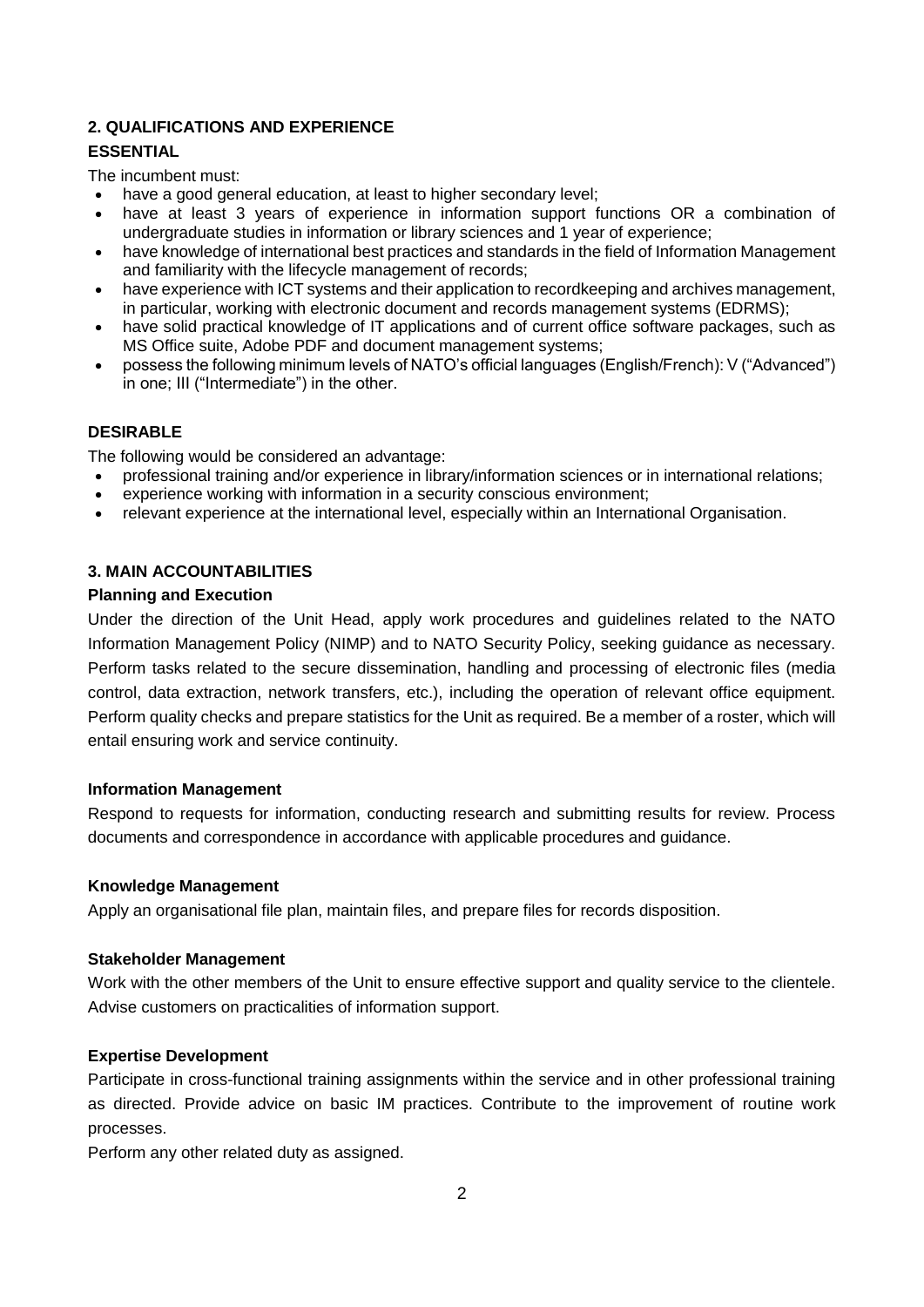## 2. QUALIFICATIONS AND EXPERIENCE

### ESSENTIAL

The incumbent must:

- have a good general education, at least to higher secondary level;
- have at least 3 years of experience in information support functions OR a combination of undergraduate studies in information or library sciences and 1 year of experience;
- have knowledge of international best practices and standards in the field of Information Management and familiarity with the lifecycle management of records;
- have experience with ICT systems and their application to recordkeeping and archives management, in particular, working with electronic document and records management systems (EDRMS);
- have solid practical knowledge of IT applications and of current office software packages, such as MS Office suite, Adobe PDF and document management systems;
- possess the following minimum levels of NATO's official languages (English/French): V ("Advanced") in one; III ("Intermediate") in the other.

### DESIRABLE

The following would be considered an advantage:

- professional training and/or experience in library/information sciences or in international relations;
- experience working with information in a security conscious environment;
- relevant experience at the international level, especially within an International Organisation.

## 3. MAIN ACCOUNTABILITIES

### Planning and Execution

Under the direction of the Unit Head, apply work procedures and guidelines related to the NATO Information Management Policy (NIMP) and to NATO Security Policy, seeking guidance as necessary. Perform tasks related to the secure dissemination, handling and processing of electronic files (media control, data extraction, network transfers, etc.), including the operation of relevant office equipment. Perform quality checks and prepare statistics for the Unit as required. Be a member of a roster, which will entail ensuring work and service continuity.

### Information Management

Respond to requests for information, conducting research and submitting results for review. Process documents and correspondence in accordance with applicable procedures and guidance.

### Knowledge Management

Apply an organisational file plan, maintain files, and prepare files for records disposition.

### Stakeholder Management

Work with the other members of the Unit to ensure effective support and quality service to the clientele. Advise customers on practicalities of information support.

### Expertise Development

Participate in cross-functional training assignments within the service and in other professional training as directed. Provide advice on basic IM practices. Contribute to the improvement of routine work processes.

Perform any other related duty as assigned.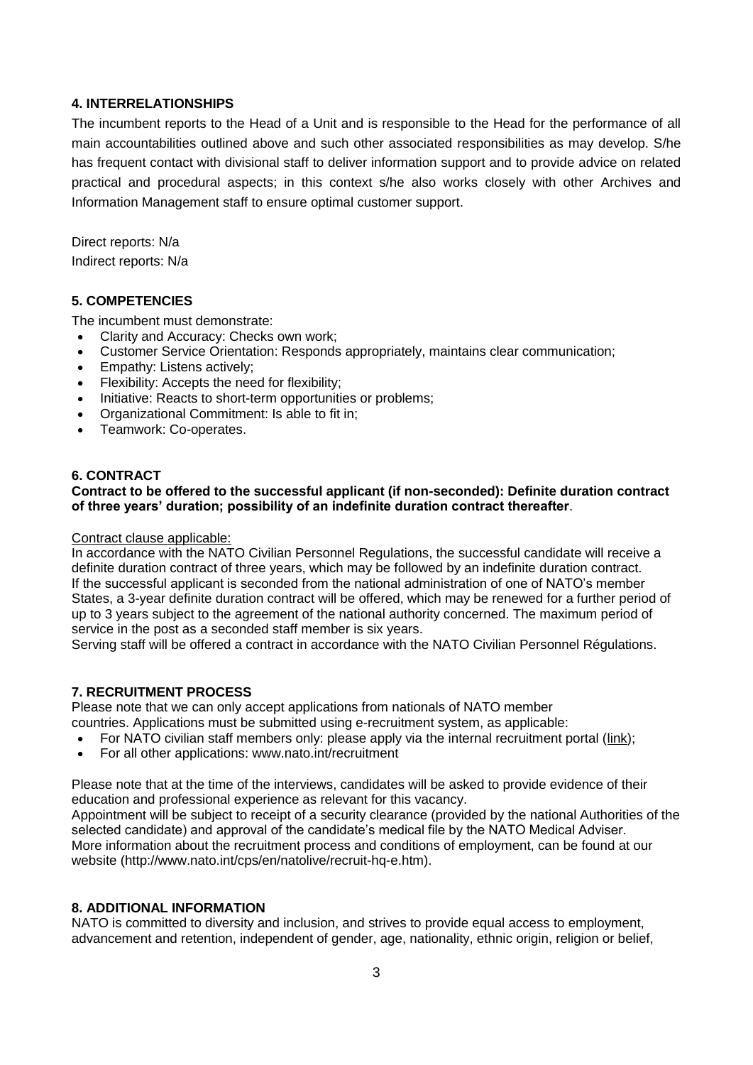## 4. INTERRELATIONSHIPS

The incumbent reports to the Head of a Unit and is responsible to the Head for the performance of all main accountabilities outlined above and such other associated responsibilities as may develop. S/he has frequent contact with divisional staff to deliver information support and to provide advice on related practical and procedural aspects; in this context s/he also works closely with other Archives and Information Management staff to ensure optimal customer support.

Direct reports: N/a
Indirect reports: N/a

## 5. COMPETENCIES

The incumbent must demonstrate:

- Clarity and Accuracy: Checks own work;
- Customer Service Orientation: Responds appropriately, maintains clear communication;
- Empathy: Listens actively;
- Flexibility: Accepts the need for flexibility;
- Initiative: Reacts to short-term opportunities or problems;
- Organizational Commitment: Is able to fit in;
- Teamwork: Co-operates.

## 6. CONTRACT

**Contract to be offered to the successful applicant (if non-seconded): Definite duration contract of three years' duration; possibility of an indefinite duration contract thereafter**.

Contract clause applicable:

In accordance with the NATO Civilian Personnel Regulations, the successful candidate will receive a definite duration contract of three years, which may be followed by an indefinite duration contract.
If the successful applicant is seconded from the national administration of one of NATO's member States, a 3-year definite duration contract will be offered, which may be renewed for a further period of up to 3 years subject to the agreement of the national authority concerned. The maximum period of service in the post as a seconded staff member is six years.
Serving staff will be offered a contract in accordance with the NATO Civilian Personnel Régulations.

## 7. RECRUITMENT PROCESS

Please note that we can only accept applications from nationals of NATO member countries. Applications must be submitted using e-recruitment system, as applicable:

- For NATO civilian staff members only: please apply via the internal recruitment portal (link);
- For all other applications: www.nato.int/recruitment

Please note that at the time of the interviews, candidates will be asked to provide evidence of their education and professional experience as relevant for this vacancy.
Appointment will be subject to receipt of a security clearance (provided by the national Authorities of the selected candidate) and approval of the candidate's medical file by the NATO Medical Adviser.
More information about the recruitment process and conditions of employment, can be found at our website (http://www.nato.int/cps/en/natolive/recruit-hq-e.htm).

## 8. ADDITIONAL INFORMATION

NATO is committed to diversity and inclusion, and strives to provide equal access to employment, advancement and retention, independent of gender, age, nationality, ethnic origin, religion or belief,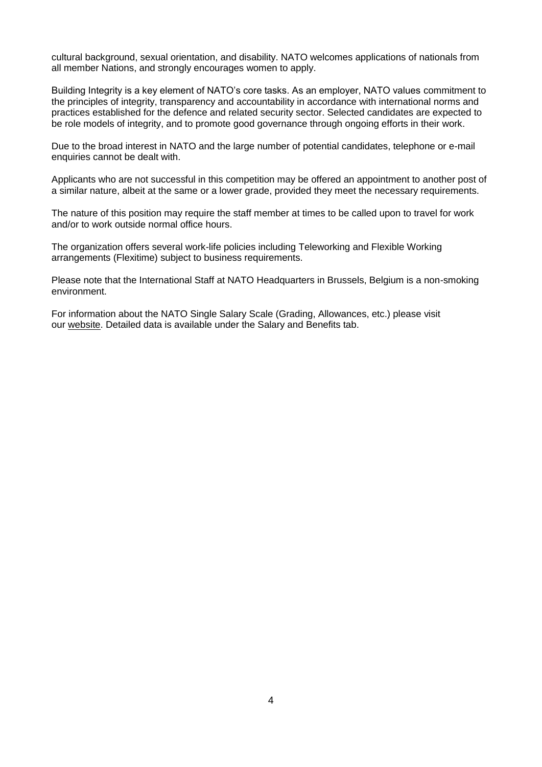cultural background, sexual orientation, and disability. NATO welcomes applications of nationals from all member Nations, and strongly encourages women to apply.

Building Integrity is a key element of NATO's core tasks. As an employer, NATO values commitment to the principles of integrity, transparency and accountability in accordance with international norms and practices established for the defence and related security sector. Selected candidates are expected to be role models of integrity, and to promote good governance through ongoing efforts in their work.

Due to the broad interest in NATO and the large number of potential candidates, telephone or e-mail enquiries cannot be dealt with.

Applicants who are not successful in this competition may be offered an appointment to another post of a similar nature, albeit at the same or a lower grade, provided they meet the necessary requirements.

The nature of this position may require the staff member at times to be called upon to travel for work and/or to work outside normal office hours.

The organization offers several work-life policies including Teleworking and Flexible Working arrangements (Flexitime) subject to business requirements.

Please note that the International Staff at NATO Headquarters in Brussels, Belgium is a non-smoking environment.

For information about the NATO Single Salary Scale (Grading, Allowances, etc.) please visit our website. Detailed data is available under the Salary and Benefits tab.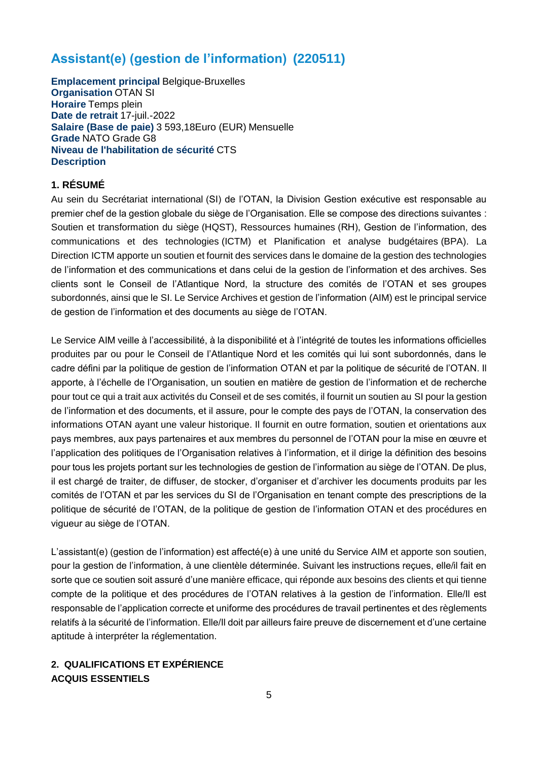## Assistant(e) (gestion de l'information) (220511)

**Emplacement principal** Belgique-Bruxelles
**Organisation** OTAN SI
**Horaire** Temps plein
**Date de retrait** 17-juil.-2022
**Salaire (Base de paie)** 3 593,18Euro (EUR) Mensuelle
**Grade** NATO Grade G8
**Niveau de l'habilitation de sécurité** CTS
**Description**

### 1. RÉSUMÉ

Au sein du Secrétariat international (SI) de l'OTAN, la Division Gestion exécutive est responsable au premier chef de la gestion globale du siège de l'Organisation. Elle se compose des directions suivantes : Soutien et transformation du siège (HQST), Ressources humaines (RH), Gestion de l'information, des communications et des technologies (ICTM) et Planification et analyse budgétaires (BPA). La Direction ICTM apporte un soutien et fournit des services dans le domaine de la gestion des technologies de l'information et des communications et dans celui de la gestion de l'information et des archives. Ses clients sont le Conseil de l'Atlantique Nord, la structure des comités de l'OTAN et ses groupes subordonnés, ainsi que le SI. Le Service Archives et gestion de l'information (AIM) est le principal service de gestion de l'information et des documents au siège de l'OTAN.

Le Service AIM veille à l'accessibilité, à la disponibilité et à l'intégrité de toutes les informations officielles produites par ou pour le Conseil de l'Atlantique Nord et les comités qui lui sont subordonnés, dans le cadre défini par la politique de gestion de l'information OTAN et par la politique de sécurité de l'OTAN. Il apporte, à l'échelle de l'Organisation, un soutien en matière de gestion de l'information et de recherche pour tout ce qui a trait aux activités du Conseil et de ses comités, il fournit un soutien au SI pour la gestion de l'information et des documents, et il assure, pour le compte des pays de l'OTAN, la conservation des informations OTAN ayant une valeur historique. Il fournit en outre formation, soutien et orientations aux pays membres, aux pays partenaires et aux membres du personnel de l'OTAN pour la mise en œuvre et l'application des politiques de l'Organisation relatives à l'information, et il dirige la définition des besoins pour tous les projets portant sur les technologies de gestion de l'information au siège de l'OTAN. De plus, il est chargé de traiter, de diffuser, de stocker, d'organiser et d'archiver les documents produits par les comités de l'OTAN et par les services du SI de l'Organisation en tenant compte des prescriptions de la politique de sécurité de l'OTAN, de la politique de gestion de l'information OTAN et des procédures en vigueur au siège de l'OTAN.

L'assistant(e) (gestion de l'information) est affecté(e) à une unité du Service AIM et apporte son soutien, pour la gestion de l'information, à une clientèle déterminée. Suivant les instructions reçues, elle/il fait en sorte que ce soutien soit assuré d'une manière efficace, qui réponde aux besoins des clients et qui tienne compte de la politique et des procédures de l'OTAN relatives à la gestion de l'information. Elle/Il est responsable de l'application correcte et uniforme des procédures de travail pertinentes et des règlements relatifs à la sécurité de l'information. Elle/Il doit par ailleurs faire preuve de discernement et d'une certaine aptitude à interpréter la réglementation.

### 2. QUALIFICATIONS ET EXPÉRIENCE

**ACQUIS ESSENTIELS**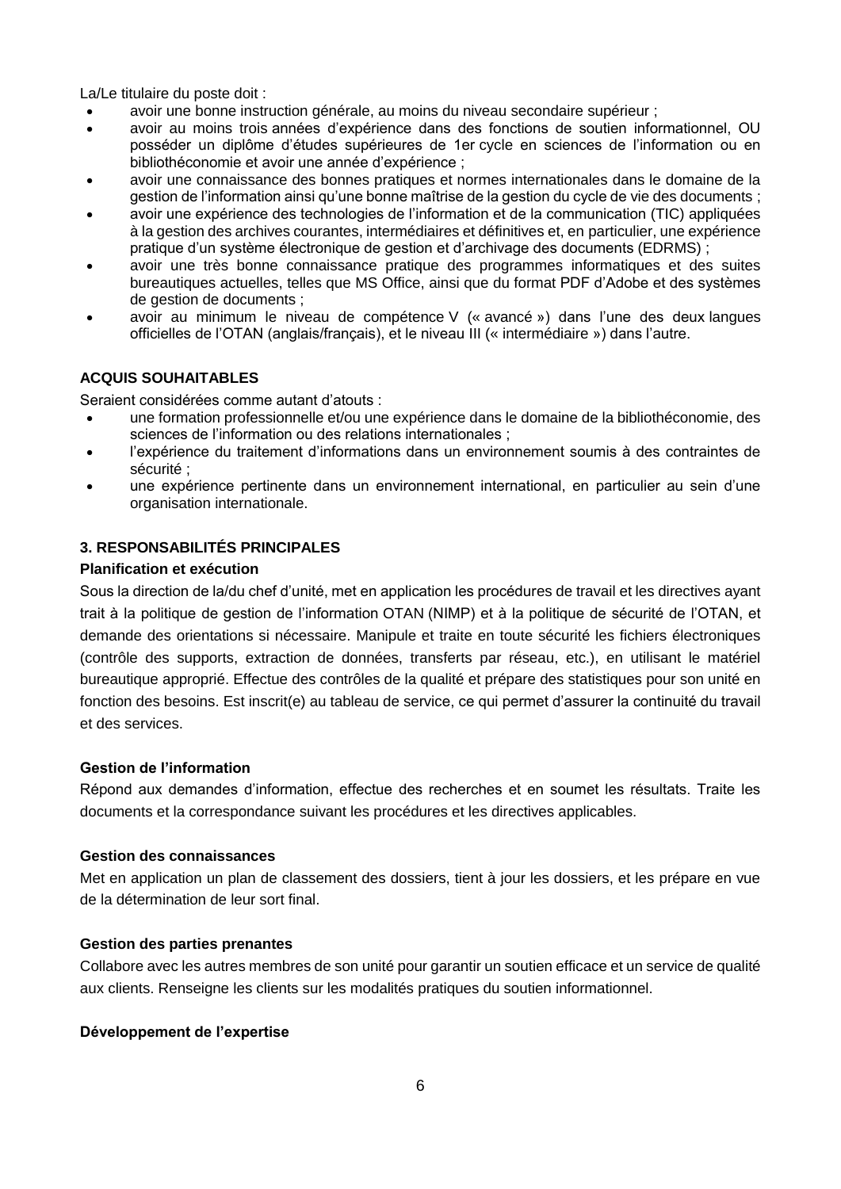La/Le titulaire du poste doit :

- avoir une bonne instruction générale, au moins du niveau secondaire supérieur ;
- avoir au moins trois années d'expérience dans des fonctions de soutien informationnel, OU posséder un diplôme d'études supérieures de 1er cycle en sciences de l'information ou en bibliothéconomie et avoir une année d'expérience ;
- avoir une connaissance des bonnes pratiques et normes internationales dans le domaine de la gestion de l'information ainsi qu'une bonne maîtrise de la gestion du cycle de vie des documents ;
- avoir une expérience des technologies de l'information et de la communication (TIC) appliquées à la gestion des archives courantes, intermédiaires et définitives et, en particulier, une expérience pratique d'un système électronique de gestion et d'archivage des documents (EDRMS) ;
- avoir une très bonne connaissance pratique des programmes informatiques et des suites bureautiques actuelles, telles que MS Office, ainsi que du format PDF d'Adobe et des systèmes de gestion de documents ;
- avoir au minimum le niveau de compétence V (« avancé ») dans l'une des deux langues officielles de l'OTAN (anglais/français), et le niveau III (« intermédiaire ») dans l'autre.

**ACQUIS SOUHAITABLES**

Seraient considérées comme autant d'atouts :

- une formation professionnelle et/ou une expérience dans le domaine de la bibliothéconomie, des sciences de l'information ou des relations internationales ;
- l'expérience du traitement d'informations dans un environnement soumis à des contraintes de sécurité ;
- une expérience pertinente dans un environnement international, en particulier au sein d'une organisation internationale.

## 3. RESPONSABILITÉS PRINCIPALES

**Planification et exécution**

Sous la direction de la/du chef d'unité, met en application les procédures de travail et les directives ayant trait à la politique de gestion de l'information OTAN (NIMP) et à la politique de sécurité de l'OTAN, et demande des orientations si nécessaire. Manipule et traite en toute sécurité les fichiers électroniques (contrôle des supports, extraction de données, transferts par réseau, etc.), en utilisant le matériel bureautique approprié. Effectue des contrôles de la qualité et prépare des statistiques pour son unité en fonction des besoins. Est inscrit(e) au tableau de service, ce qui permet d'assurer la continuité du travail et des services.

**Gestion de l'information**

Répond aux demandes d'information, effectue des recherches et en soumet les résultats. Traite les documents et la correspondance suivant les procédures et les directives applicables.

**Gestion des connaissances**

Met en application un plan de classement des dossiers, tient à jour les dossiers, et les prépare en vue de la détermination de leur sort final.

**Gestion des parties prenantes**

Collabore avec les autres membres de son unité pour garantir un soutien efficace et un service de qualité aux clients. Renseigne les clients sur les modalités pratiques du soutien informationnel.

**Développement de l'expertise**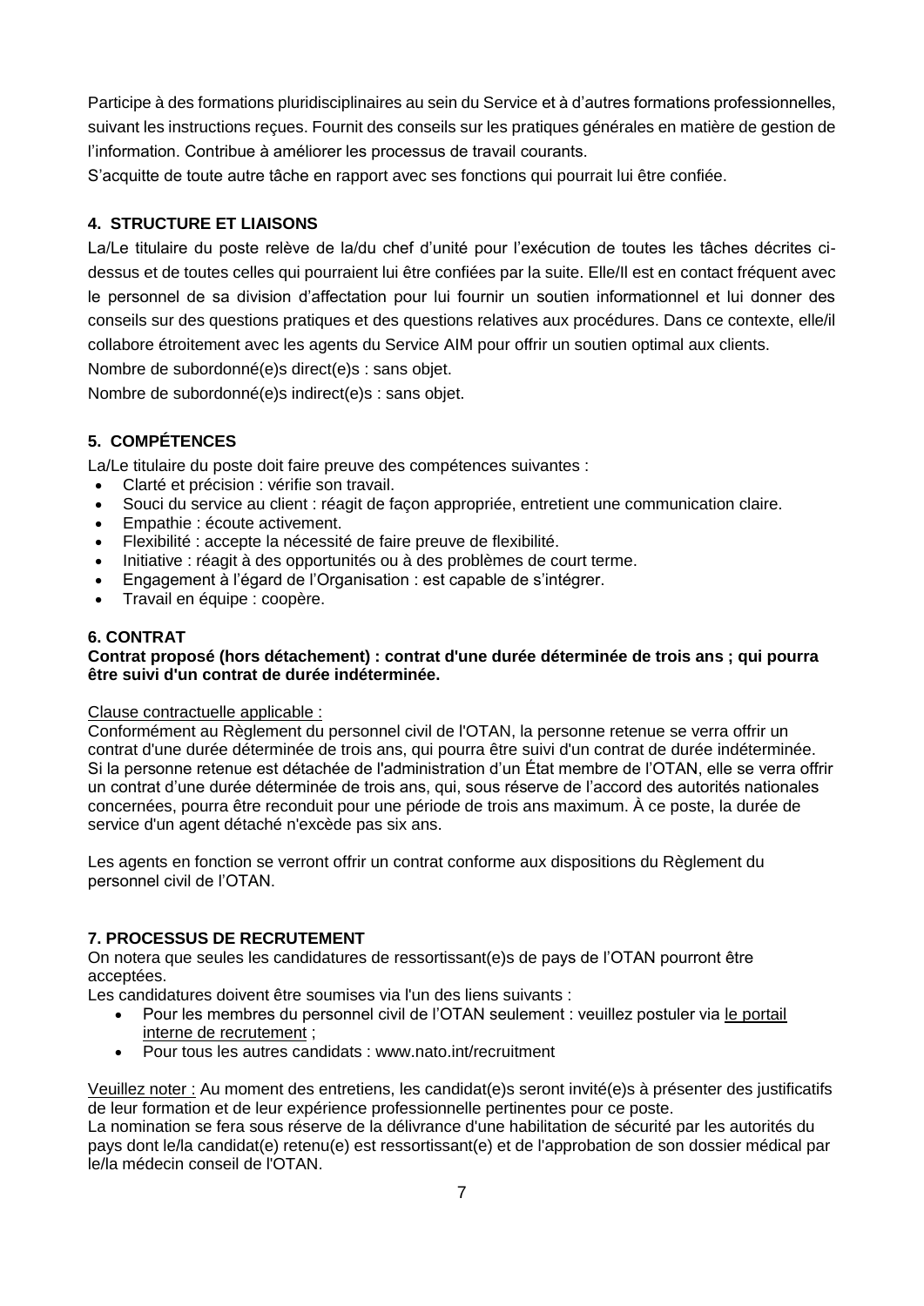Participe à des formations pluridisciplinaires au sein du Service et à d'autres formations professionnelles, suivant les instructions reçues. Fournit des conseils sur les pratiques générales en matière de gestion de l'information. Contribue à améliorer les processus de travail courants.

S'acquitte de toute autre tâche en rapport avec ses fonctions qui pourrait lui être confiée.

## 4. STRUCTURE ET LIAISONS

La/Le titulaire du poste relève de la/du chef d'unité pour l'exécution de toutes les tâches décrites ci-dessus et de toutes celles qui pourraient lui être confiées par la suite. Elle/Il est en contact fréquent avec le personnel de sa division d'affectation pour lui fournir un soutien informationnel et lui donner des conseils sur des questions pratiques et des questions relatives aux procédures. Dans ce contexte, elle/il collabore étroitement avec les agents du Service AIM pour offrir un soutien optimal aux clients.

Nombre de subordonné(e)s direct(e)s : sans objet.

Nombre de subordonné(e)s indirect(e)s : sans objet.

## 5. COMPÉTENCES

La/Le titulaire du poste doit faire preuve des compétences suivantes :

- Clarté et précision : vérifie son travail.
- Souci du service au client : réagit de façon appropriée, entretient une communication claire.
- Empathie : écoute activement.
- Flexibilité : accepte la nécessité de faire preuve de flexibilité.
- Initiative : réagit à des opportunités ou à des problèmes de court terme.
- Engagement à l'égard de l'Organisation : est capable de s'intégrer.
- Travail en équipe : coopère.

## 6. CONTRAT

**Contrat proposé (hors détachement) : contrat d'une durée déterminée de trois ans ; qui pourra être suivi d'un contrat de durée indéterminée.**

Clause contractuelle applicable :

Conformément au Règlement du personnel civil de l'OTAN, la personne retenue se verra offrir un contrat d'une durée déterminée de trois ans, qui pourra être suivi d'un contrat de durée indéterminée. Si la personne retenue est détachée de l'administration d'un État membre de l'OTAN, elle se verra offrir un contrat d'une durée déterminée de trois ans, qui, sous réserve de l'accord des autorités nationales concernées, pourra être reconduit pour une période de trois ans maximum. À ce poste, la durée de service d'un agent détaché n'excède pas six ans.

Les agents en fonction se verront offrir un contrat conforme aux dispositions du Règlement du personnel civil de l'OTAN.

## 7. PROCESSUS DE RECRUTEMENT

On notera que seules les candidatures de ressortissant(e)s de pays de l'OTAN pourront être acceptées.

Les candidatures doivent être soumises via l'un des liens suivants :

- Pour les membres du personnel civil de l'OTAN seulement : veuillez postuler via le portail interne de recrutement ;
- Pour tous les autres candidats : www.nato.int/recruitment

Veuillez noter : Au moment des entretiens, les candidat(e)s seront invité(e)s à présenter des justificatifs de leur formation et de leur expérience professionnelle pertinentes pour ce poste.

La nomination se fera sous réserve de la délivrance d'une habilitation de sécurité par les autorités du pays dont le/la candidat(e) retenu(e) est ressortissant(e) et de l'approbation de son dossier médical par le/la médecin conseil de l'OTAN.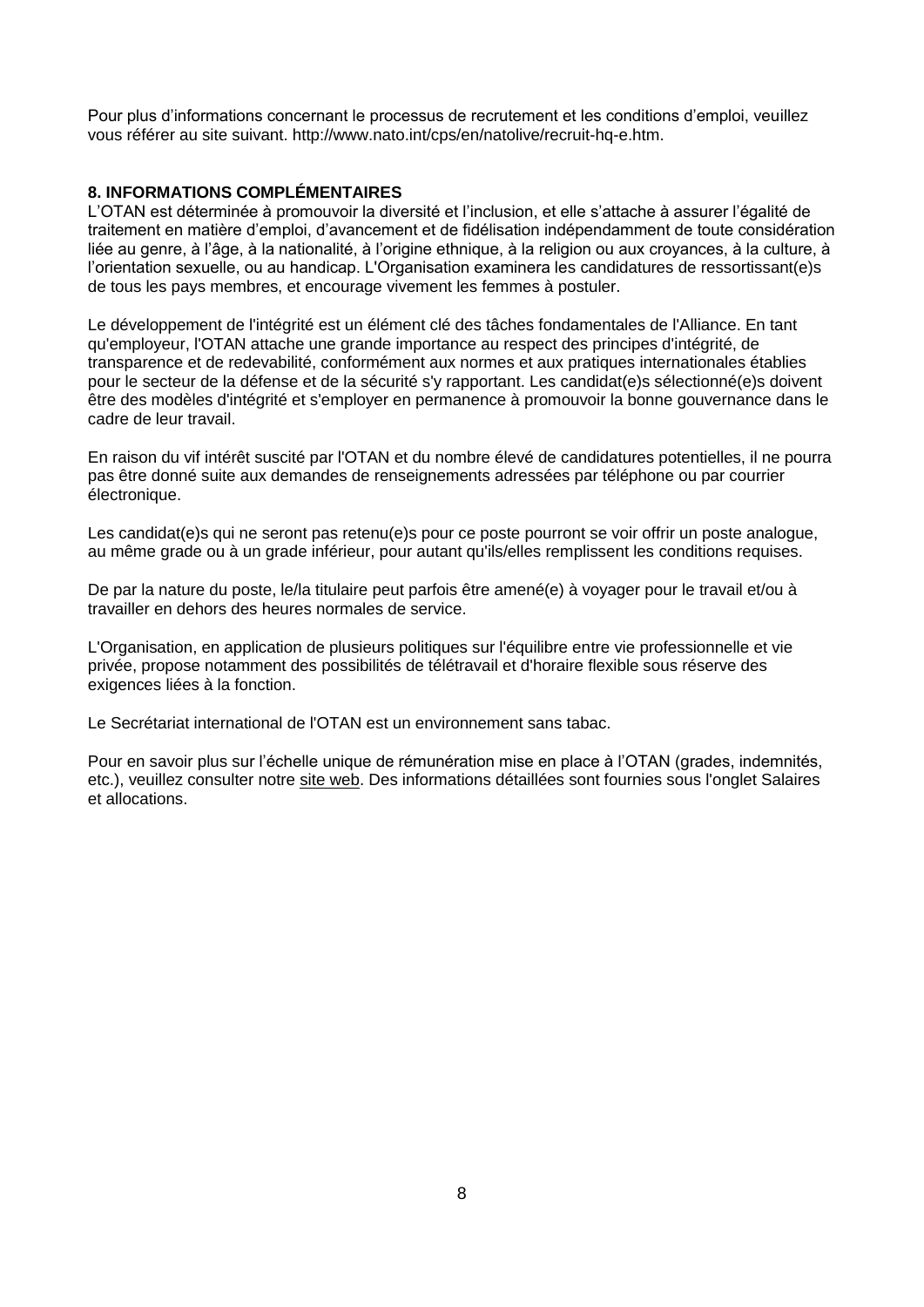Pour plus d'informations concernant le processus de recrutement et les conditions d'emploi, veuillez vous référer au site suivant. http://www.nato.int/cps/en/natolive/recruit-hq-e.htm.

## 8. INFORMATIONS COMPLÉMENTAIRES

L'OTAN est déterminée à promouvoir la diversité et l'inclusion, et elle s'attache à assurer l'égalité de traitement en matière d'emploi, d'avancement et de fidélisation indépendamment de toute considération liée au genre, à l'âge, à la nationalité, à l'origine ethnique, à la religion ou aux croyances, à la culture, à l'orientation sexuelle, ou au handicap. L'Organisation examinera les candidatures de ressortissant(e)s de tous les pays membres, et encourage vivement les femmes à postuler.

Le développement de l'intégrité est un élément clé des tâches fondamentales de l'Alliance. En tant qu'employeur, l'OTAN attache une grande importance au respect des principes d'intégrité, de transparence et de redevabilité, conformément aux normes et aux pratiques internationales établies pour le secteur de la défense et de la sécurité s'y rapportant. Les candidat(e)s sélectionné(e)s doivent être des modèles d'intégrité et s'employer en permanence à promouvoir la bonne gouvernance dans le cadre de leur travail.

En raison du vif intérêt suscité par l'OTAN et du nombre élevé de candidatures potentielles, il ne pourra pas être donné suite aux demandes de renseignements adressées par téléphone ou par courrier électronique.

Les candidat(e)s qui ne seront pas retenu(e)s pour ce poste pourront se voir offrir un poste analogue, au même grade ou à un grade inférieur, pour autant qu'ils/elles remplissent les conditions requises.

De par la nature du poste, le/la titulaire peut parfois être amené(e) à voyager pour le travail et/ou à travailler en dehors des heures normales de service.

L'Organisation, en application de plusieurs politiques sur l'équilibre entre vie professionnelle et vie privée, propose notamment des possibilités de télétravail et d'horaire flexible sous réserve des exigences liées à la fonction.

Le Secrétariat international de l'OTAN est un environnement sans tabac.

Pour en savoir plus sur l'échelle unique de rémunération mise en place à l'OTAN (grades, indemnités, etc.), veuillez consulter notre site web. Des informations détaillées sont fournies sous l'onglet Salaires et allocations.